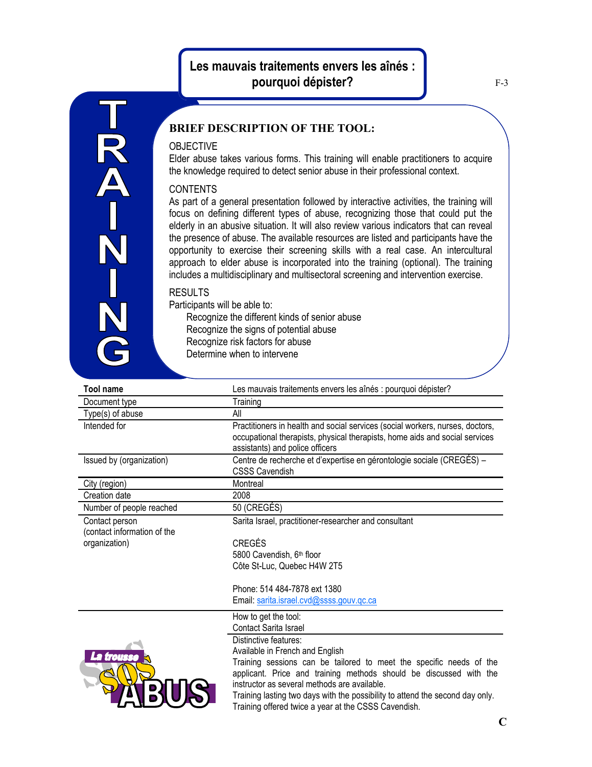# Les mauvais traitements envers les aînés : pourquoi dépister?

F-3

TRAINING

## BRIEF DESCRIPTION OF THE TOOL:

OBJECTIVE

Elder abuse takes various forms. This training will enable practitioners to acquire the knowledge required to detect senior abuse in their professional context.

CONTENTS

As part of a general presentation followed by interactive activities, the training will focus on defining different types of abuse, recognizing those that could put the elderly in an abusive situation. It will also review various indicators that can reveal the presence of abuse. The available resources are listed and participants have the opportunity to exercise their screening skills with a real case. An intercultural approach to elder abuse is incorporated into the training (optional). The training includes a multidisciplinary and multisectoral screening and intervention exercise.

RESULTS

Participants will be able to:

- Recognize the different kinds of senior abuse
- Recognize the signs of potential abuse
- Recognize risk factors for abuse
- Determine when to intervene

| **Tool name** | Les mauvais traitements envers les aînés : pourquoi dépister? |
|---|---|
| Document type | Training |
| Type(s) of abuse | All |
| Intended for | Practitioners in health and social services (social workers, nurses, doctors, occupational therapists, physical therapists, home aids and social services assistants) and police officers |
| Issued by (organization) | Centre de recherche et d'expertise en gérontologie sociale (CREGÉS) – CSSS Cavendish |
| City (region) | Montreal |
| Creation date | 2008 |
| Number of people reached | 50 (CREGÉS) |
| Contact person (contact information of the organization) | Sarita Israel, practitioner-researcher and consultant<br><br>CREGÉS<br>5800 Cavendish, 6th floor<br>Côte St-Luc, Quebec H4W 2T5<br><br>Phone: 514 484-7878 ext 1380<br>Email: sarita.israel.cvd@ssss.gouv.qc.ca |
| | How to get the tool:<br>Contact Sarita Israel |
| La trousse SOS ABUS | Distinctive features:<br>Available in French and English<br>Training sessions can be tailored to meet the specific needs of the applicant. Price and training methods should be discussed with the instructor as several methods are available.<br>Training lasting two days with the possibility to attend the second day only.<br>Training offered twice a year at the CSSS Cavendish. |

C